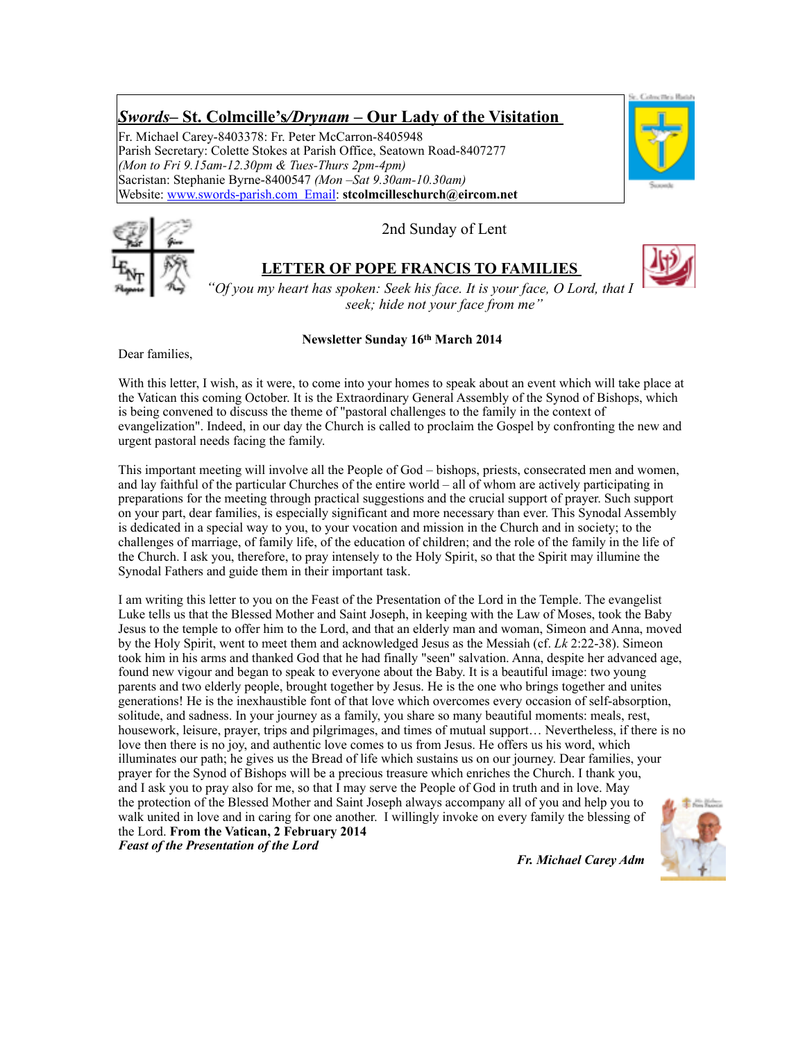## *Swords*– St. Colmcille's/*Drynam* – Our Lady of the Visitation

Fr. Michael Carey-8403378: Fr. Peter McCarron-8405948
Parish Secretary: Colette Stokes at Parish Office, Seatown Road-8407277
*(Mon to Fri 9.15am-12.30pm & Tues-Thurs 2pm-4pm)*
Sacristan: Stephanie Byrne-8400547 *(Mon –Sat 9.30am-10.30am)*
Website: www.swords-parish.com Email: **stcolmcilleschurch@eircom.net**

2nd Sunday of Lent

## LETTER OF POPE FRANCIS TO FAMILIES

*"Of you my heart has spoken: Seek his face. It is your face, O Lord, that I seek; hide not your face from me"*

**Newsletter Sunday 16th March 2014**

Dear families,

With this letter, I wish, as it were, to come into your homes to speak about an event which will take place at the Vatican this coming October. It is the Extraordinary General Assembly of the Synod of Bishops, which is being convened to discuss the theme of "pastoral challenges to the family in the context of evangelization". Indeed, in our day the Church is called to proclaim the Gospel by confronting the new and urgent pastoral needs facing the family.

This important meeting will involve all the People of God – bishops, priests, consecrated men and women, and lay faithful of the particular Churches of the entire world – all of whom are actively participating in preparations for the meeting through practical suggestions and the crucial support of prayer. Such support on your part, dear families, is especially significant and more necessary than ever. This Synodal Assembly is dedicated in a special way to you, to your vocation and mission in the Church and in society; to the challenges of marriage, of family life, of the education of children; and the role of the family in the life of the Church. I ask you, therefore, to pray intensely to the Holy Spirit, so that the Spirit may illumine the Synodal Fathers and guide them in their important task.

I am writing this letter to you on the Feast of the Presentation of the Lord in the Temple. The evangelist Luke tells us that the Blessed Mother and Saint Joseph, in keeping with the Law of Moses, took the Baby Jesus to the temple to offer him to the Lord, and that an elderly man and woman, Simeon and Anna, moved by the Holy Spirit, went to meet them and acknowledged Jesus as the Messiah (cf. *Lk* 2:22-38). Simeon took him in his arms and thanked God that he had finally "seen" salvation. Anna, despite her advanced age, found new vigour and began to speak to everyone about the Baby. It is a beautiful image: two young parents and two elderly people, brought together by Jesus. He is the one who brings together and unites generations! He is the inexhaustible font of that love which overcomes every occasion of self-absorption, solitude, and sadness. In your journey as a family, you share so many beautiful moments: meals, rest, housework, leisure, prayer, trips and pilgrimages, and times of mutual support… Nevertheless, if there is no love then there is no joy, and authentic love comes to us from Jesus. He offers us his word, which illuminates our path; he gives us the Bread of life which sustains us on our journey. Dear families, your prayer for the Synod of Bishops will be a precious treasure which enriches the Church. I thank you, and I ask you to pray also for me, so that I may serve the People of God in truth and in love. May the protection of the Blessed Mother and Saint Joseph always accompany all of you and help you to walk united in love and in caring for one another. I willingly invoke on every family the blessing of the Lord. **From the Vatican, 2 February 2014**
***Feast of the Presentation of the Lord***

***Fr. Michael Carey Adm***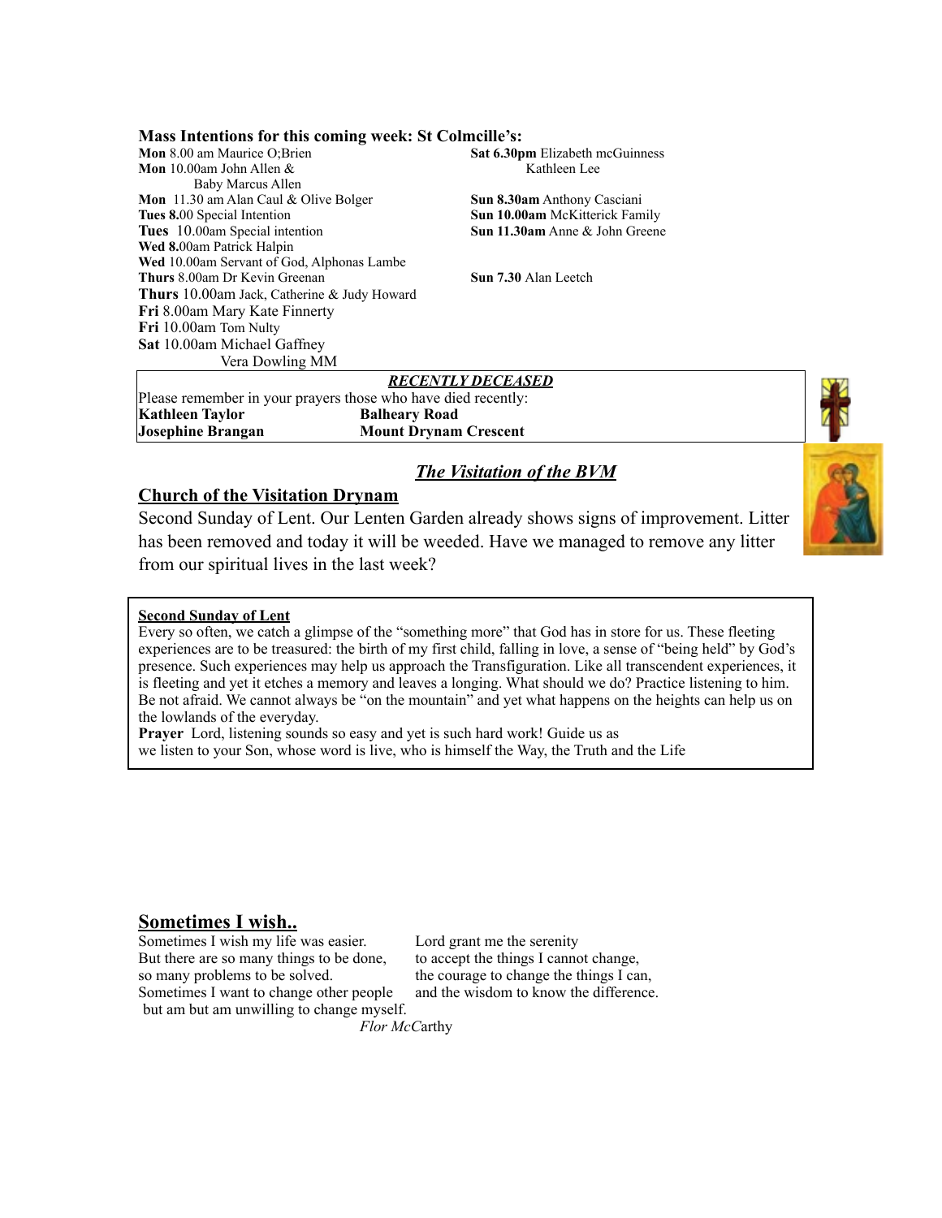**Mass Intentions for this coming week: St Colmcille's:**

**Mon** 8.00 am Maurice O;Brien
**Mon** 10.00am John Allen &
Baby Marcus Allen
**Mon** 11.30 am Alan Caul & Olive Bolger
**Tues 8.**00 Special Intention
**Tues** 10.00am Special intention
**Wed 8.**00am Patrick Halpin
**Wed** 10.00am Servant of God, Alphonas Lambe
**Thurs** 8.00am Dr Kevin Greenan
**Thurs** 10.00am Jack, Catherine & Judy Howard
**Fri** 8.00am Mary Kate Finnerty
**Fri** 10.00am Tom Nulty
**Sat** 10.00am Michael Gaffney
Vera Dowling MM

**Sat 6.30pm** Elizabeth mcGuinness
Kathleen Lee

**Sun 8.30am** Anthony Casciani
**Sun 10.00am** McKitterick Family
**Sun 11.30am** Anne & John Greene

**Sun 7.30** Alan Leetch

***RECENTLY DECEASED***

Please remember in your prayers those who have died recently:

| | |
|---|---|
| **Kathleen Taylor** | **Balheary Road** |
| **Josephine Brangan** | **Mount Drynam Crescent** |

## *The Visitation of the BVM*

### Church of the Visitation Drynam

Second Sunday of Lent. Our Lenten Garden already shows signs of improvement. Litter has been removed and today it will be weeded. Have we managed to remove any litter from our spiritual lives in the last week?

**Second Sunday of Lent**

Every so often, we catch a glimpse of the "something more" that God has in store for us. These fleeting experiences are to be treasured: the birth of my first child, falling in love, a sense of "being held" by God's presence. Such experiences may help us approach the Transfiguration. Like all transcendent experiences, it is fleeting and yet it etches a memory and leaves a longing. What should we do? Practice listening to him. Be not afraid. We cannot always be "on the mountain" and yet what happens on the heights can help us on the lowlands of the everyday.

**Prayer** Lord, listening sounds so easy and yet is such hard work! Guide us as we listen to your Son, whose word is live, who is himself the Way, the Truth and the Life

## Sometimes I wish..

Sometimes I wish my life was easier.
But there are so many things to be done,
so many problems to be solved.
Sometimes I want to change other people
but am but am unwilling to change myself.

Lord grant me the serenity
to accept the things I cannot change,
the courage to change the things I can,
and the wisdom to know the difference.

*Flor McC*arthy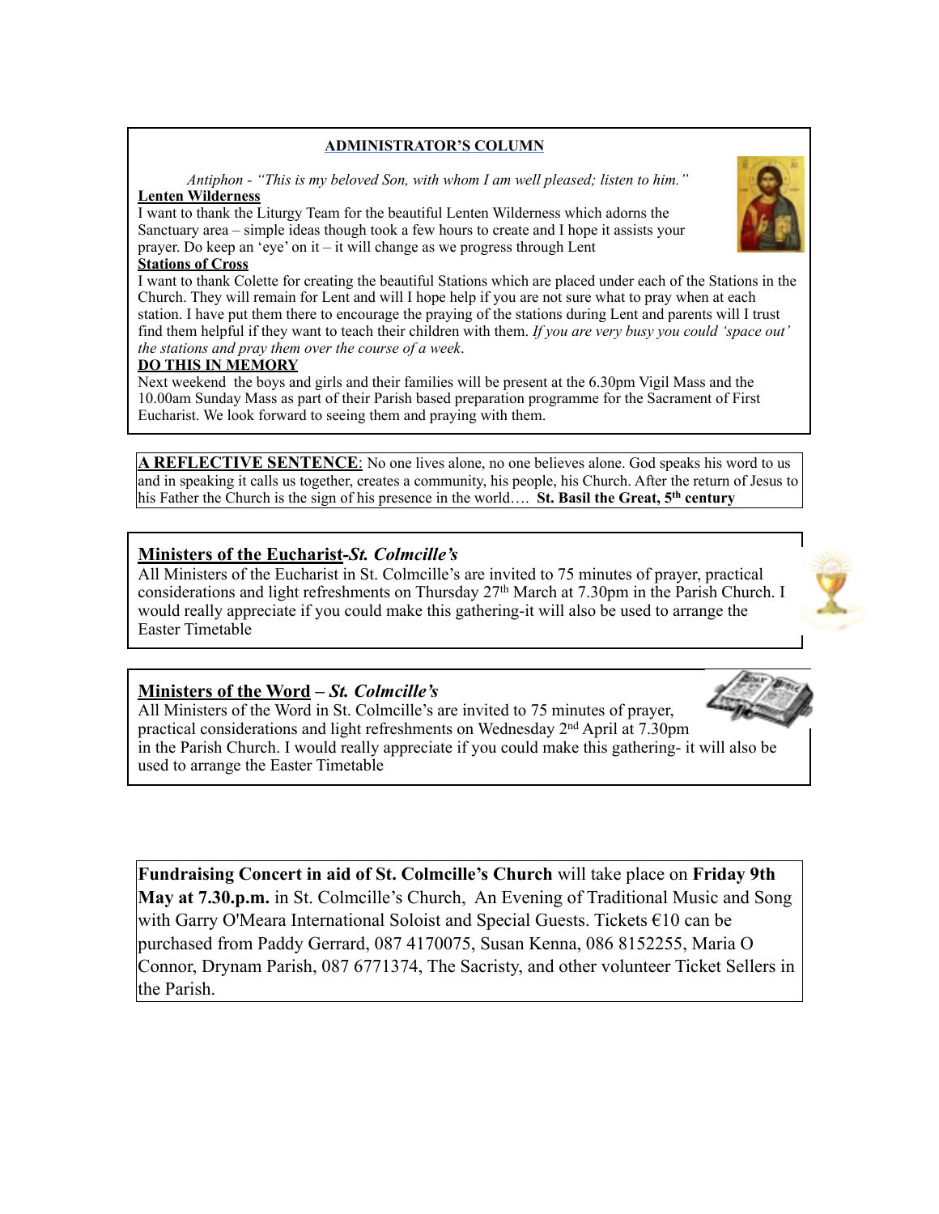## ADMINISTRATOR'S COLUMN

*Antiphon - "This is my beloved Son, with whom I am well pleased; listen to him."*

**Lenten Wilderness**

I want to thank the Liturgy Team for the beautiful Lenten Wilderness which adorns the Sanctuary area – simple ideas though took a few hours to create and I hope it assists your prayer. Do keep an 'eye' on it – it will change as we progress through Lent

**Stations of Cross**

I want to thank Colette for creating the beautiful Stations which are placed under each of the Stations in the Church. They will remain for Lent and will I hope help if you are not sure what to pray when at each station. I have put them there to encourage the praying of the stations during Lent and parents will I trust find them helpful if they want to teach their children with them. *If you are very busy you could 'space out' the stations and pray them over the course of a week*.

**DO THIS IN MEMORY**

Next weekend the boys and girls and their families will be present at the 6.30pm Vigil Mass and the 10.00am Sunday Mass as part of their Parish based preparation programme for the Sacrament of First Eucharist. We look forward to seeing them and praying with them.

**A REFLECTIVE SENTENCE**: No one lives alone, no one believes alone. God speaks his word to us and in speaking it calls us together, creates a community, his people, his Church. After the return of Jesus to his Father the Church is the sign of his presence in the world…. **St. Basil the Great, 5th century**

## Ministers of the Eucharist-*St. Colmcille's*

All Ministers of the Eucharist in St. Colmcille's are invited to 75 minutes of prayer, practical considerations and light refreshments on Thursday 27th March at 7.30pm in the Parish Church. I would really appreciate if you could make this gathering-it will also be used to arrange the Easter Timetable

## Ministers of the Word – *St. Colmcille's*

All Ministers of the Word in St. Colmcille's are invited to 75 minutes of prayer, practical considerations and light refreshments on Wednesday 2nd April at 7.30pm in the Parish Church. I would really appreciate if you could make this gathering- it will also be used to arrange the Easter Timetable

**Fundraising Concert in aid of St. Colmcille's Church** will take place on **Friday 9th May at 7.30.p.m.** in St. Colmcille's Church, An Evening of Traditional Music and Song with Garry O'Meara International Soloist and Special Guests. Tickets €10 can be purchased from Paddy Gerrard, 087 4170075, Susan Kenna, 086 8152255, Maria O Connor, Drynam Parish, 087 6771374, The Sacristy, and other volunteer Ticket Sellers in the Parish.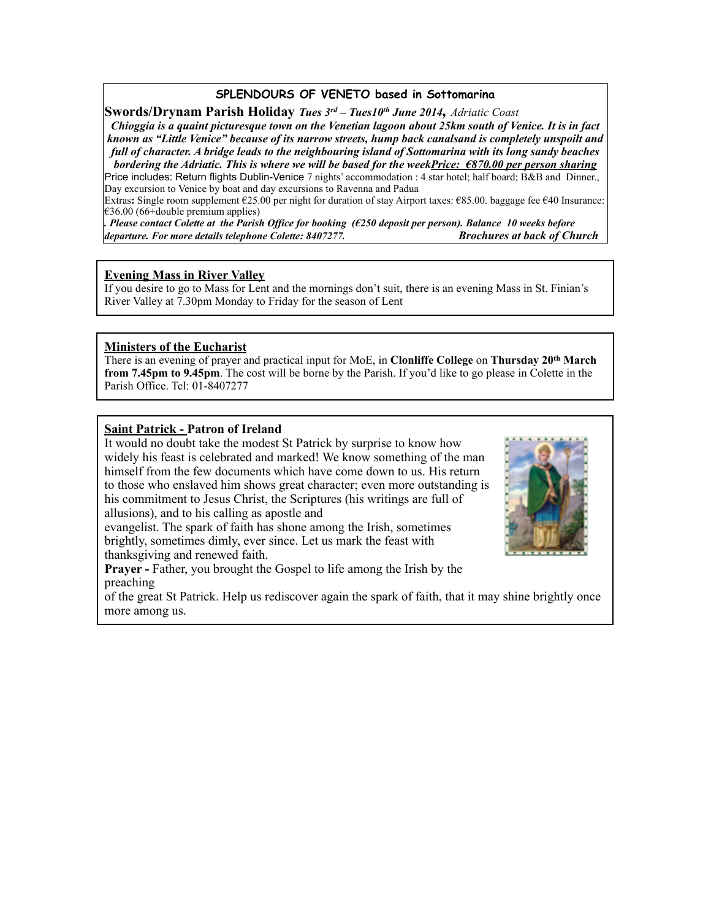**SPLENDOURS OF VENETO based in Sottomarina**

**Swords/Drynam Parish Holiday** ***Tues 3rd – Tues10th June 2014,*** *Adriatic Coast*

***Chioggia is a quaint picturesque town on the Venetian lagoon about 25km south of Venice. It is in fact known as "Little Venice" because of its narrow streets, hump back canalsand is completely unspoilt and full of character. A bridge leads to the neighbouring island of Sottomarina with its long sandy beaches bordering the Adriatic. This is where we will be based for the week*** ***Price: €870.00 per person sharing***

Price includes: Return flights Dublin-Venice 7 nights' accommodation : 4 star hotel; half board; B&B and Dinner., Day excursion to Venice by boat and day excursions to Ravenna and Padua

Extras**:** Single room supplement €25.00 per night for duration of stay Airport taxes: €85.00. baggage fee €40 Insurance: €36.00 (66+double premium applies)

***. Please contact Colette at the Parish Office for booking (€250 deposit per person). Balance 10 weeks before departure. For more details telephone Colette: 8407277.*** ***Brochures at back of Church***

**Evening Mass in River Valley**

If you desire to go to Mass for Lent and the mornings don't suit, there is an evening Mass in St. Finian's River Valley at 7.30pm Monday to Friday for the season of Lent

**Ministers of the Eucharist**

There is an evening of prayer and practical input for MoE, in **Clonliffe College** on **Thursday 20th March from 7.45pm to 9.45pm**. The cost will be borne by the Parish. If you'd like to go please in Colette in the Parish Office. Tel: 01-8407277

**Saint Patrick - Patron of Ireland**

It would no doubt take the modest St Patrick by surprise to know how widely his feast is celebrated and marked! We know something of the man himself from the few documents which have come down to us. His return to those who enslaved him shows great character; even more outstanding is his commitment to Jesus Christ, the Scriptures (his writings are full of allusions), and to his calling as apostle and evangelist. The spark of faith has shone among the Irish, sometimes brightly, sometimes dimly, ever since. Let us mark the feast with thanksgiving and renewed faith.

**Prayer -** Father, you brought the Gospel to life among the Irish by the preaching of the great St Patrick. Help us rediscover again the spark of faith, that it may shine brightly once more among us.